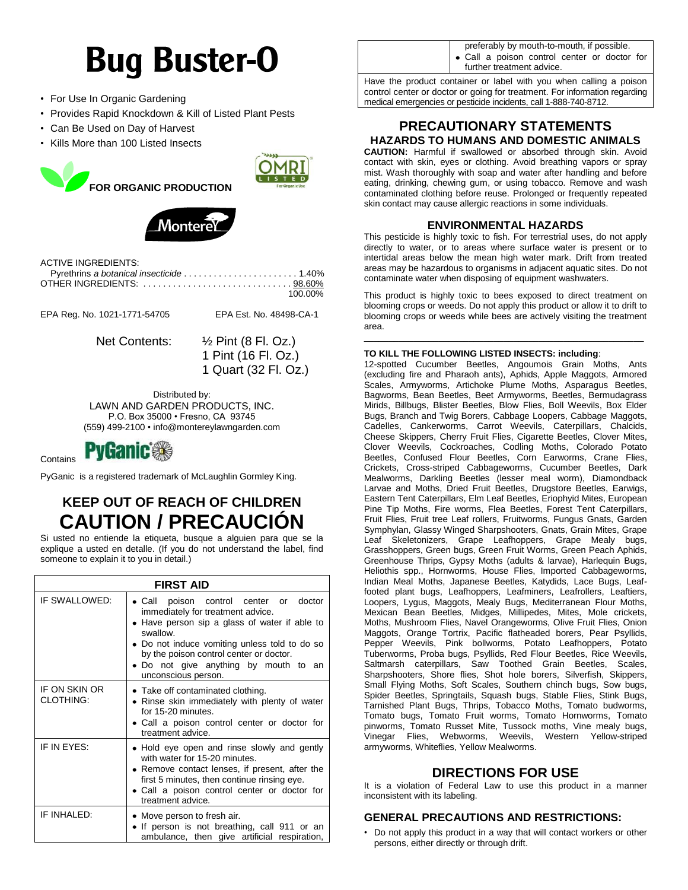# Bug Buster-O

- For Use In Organic Gardening
- Provides Rapid Knockdown & Kill of Listed Plant Pests
- Can Be Used on Day of Harvest
- Kills More than 100 Listed Insects

**FOR ORGANIC PRODUCTION**

OMRI LISTED For Organic Use

Monterey

ACTIVE INGREDIENTS:
Pyrethrins *a botanical insecticide* . . . . . . . . . . . . . . . . . . . . . . 1.40%
OTHER INGREDIENTS: . . . . . . . . . . . . . . . . . . . . . . . . . . . . . . 98.60%
100.00%

EPA Reg. No. 1021-1771-54705 EPA Est. No. 48498-CA-1

Net Contents: ½ Pint (8 Fl. Oz.)
1 Pint (16 Fl. Oz.)
1 Quart (32 Fl. Oz.)

Distributed by:
LAWN AND GARDEN PRODUCTS, INC.
P.O. Box 35000 • Fresno, CA 93745
(559) 499-2100 • info@montereylawngarden.com

Contains PyGanic

PyGanic is a registered trademark of McLaughlin Gormley King.

## KEEP OUT OF REACH OF CHILDREN
## CAUTION / PRECAUCIÓN

Si usted no entiende la etiqueta, busque a alguien para que se la explique a usted en detalle. (If you do not understand the label, find someone to explain it to you in detail.)

| FIRST AID | |
|---|---|
| IF SWALLOWED: | • Call poison control center or doctor immediately for treatment advice.<br>• Have person sip a glass of water if able to swallow.<br>• Do not induce vomiting unless told to do so by the poison control center or doctor.<br>• Do not give anything by mouth to an unconscious person. |
| IF ON SKIN OR CLOTHING: | • Take off contaminated clothing.<br>• Rinse skin immediately with plenty of water for 15-20 minutes.<br>• Call a poison control center or doctor for treatment advice. |
| IF IN EYES: | • Hold eye open and rinse slowly and gently with water for 15-20 minutes.<br>• Remove contact lenses, if present, after the first 5 minutes, then continue rinsing eye.<br>• Call a poison control center or doctor for treatment advice. |
| IF INHALED: | • Move person to fresh air.<br>• If person is not breathing, call 911 or an ambulance, then give artificial respiration, preferably by mouth-to-mouth, if possible.<br>• Call a poison control center or doctor for further treatment advice. |
| Have the product container or label with you when calling a poison control center or doctor or going for treatment. For information regarding medical emergencies or pesticide incidents, call 1-888-740-8712. | |

## PRECAUTIONARY STATEMENTS

### HAZARDS TO HUMANS AND DOMESTIC ANIMALS

**CAUTION:** Harmful if swallowed or absorbed through skin. Avoid contact with skin, eyes or clothing. Avoid breathing vapors or spray mist. Wash thoroughly with soap and water after handling and before eating, drinking, chewing gum, or using tobacco. Remove and wash contaminated clothing before reuse. Prolonged or frequently repeated skin contact may cause allergic reactions in some individuals.

### ENVIRONMENTAL HAZARDS

This pesticide is highly toxic to fish. For terrestrial uses, do not apply directly to water, or to areas where surface water is present or to intertidal areas below the mean high water mark. Drift from treated areas may be hazardous to organisms in adjacent aquatic sites. Do not contaminate water when disposing of equipment washwaters.

This product is highly toxic to bees exposed to direct treatment on blooming crops or weeds. Do not apply this product or allow it to drift to blooming crops or weeds while bees are actively visiting the treatment area.

**TO KILL THE FOLLOWING LISTED INSECTS: including**:
12-spotted Cucumber Beetles, Angoumois Grain Moths, Ants (excluding fire and Pharaoh ants), Aphids, Apple Maggots, Armored Scales, Armyworms, Artichoke Plume Moths, Asparagus Beetles, Bagworms, Bean Beetles, Beet Armyworms, Beetles, Bermudagrass Mirids, Billbugs, Blister Beetles, Blow Flies, Boll Weevils, Box Elder Bugs, Branch and Twig Borers, Cabbage Loopers, Cabbage Maggots, Cadelles, Cankerworms, Carrot Weevils, Caterpillars, Chalcids, Cheese Skippers, Cherry Fruit Flies, Cigarette Beetles, Clover Mites, Clover Weevils, Cockroaches, Codling Moths, Colorado Potato Beetles, Confused Flour Beetles, Corn Earworms, Crane Flies, Crickets, Cross-striped Cabbageworms, Cucumber Beetles, Dark Mealworms, Darkling Beetles (lesser meal worm), Diamondback Larvae and Moths, Dried Fruit Beetles, Drugstore Beetles, Earwigs, Eastern Tent Caterpillars, Elm Leaf Beetles, Eriophyid Mites, European Pine Tip Moths, Fire worms, Flea Beetles, Forest Tent Caterpillars, Fruit Flies, Fruit tree Leaf rollers, Fruitworms, Fungus Gnats, Garden Symphylan, Glassy Winged Sharpshooters, Gnats, Grain Mites, Grape Leaf Skeletonizers, Grape Leafhoppers, Grape Mealy bugs, Grasshoppers, Green bugs, Green Fruit Worms, Green Peach Aphids, Greenhouse Thrips, Gypsy Moths (adults & larvae), Harlequin Bugs, Heliothis spp., Hornworms, House Flies, Imported Cabbageworms, Indian Meal Moths, Japanese Beetles, Katydids, Lace Bugs, Leaf-footed plant bugs, Leafhoppers, Leafminers, Leafrollers, Leaftiers, Loopers, Lygus, Maggots, Mealy Bugs, Mediterranean Flour Moths, Mexican Bean Beetles, Midges, Millipedes, Mites, Mole crickets, Moths, Mushroom Flies, Navel Orangeworms, Olive Fruit Flies, Onion Maggots, Orange Tortrix, Pacific flatheaded borers, Pear Psyllids, Pepper Weevils, Pink bollworms, Potato Leafhoppers, Potato Tuberworms, Proba bugs, Psyllids, Red Flour Beetles, Rice Weevils, Saltmarsh caterpillars, Saw Toothed Grain Beetles, Scales, Sharpshooters, Shore flies, Shot hole borers, Silverfish, Skippers, Small Flying Moths, Soft Scales, Southern chinch bugs, Sow bugs, Spider Beetles, Springtails, Squash bugs, Stable Flies, Stink Bugs, Tarnished Plant Bugs, Thrips, Tobacco Moths, Tomato budworms, Tomato bugs, Tomato Fruit worms, Tomato Hornworms, Tomato pinworms, Tomato Russet Mite, Tussock moths, Vine mealy bugs, Vinegar Flies, Webworms, Weevils, Western Yellow-striped armyworms, Whiteflies, Yellow Mealworms.

## DIRECTIONS FOR USE

It is a violation of Federal Law to use this product in a manner inconsistent with its labeling.

### GENERAL PRECAUTIONS AND RESTRICTIONS:

- Do not apply this product in a way that will contact workers or other persons, either directly or through drift.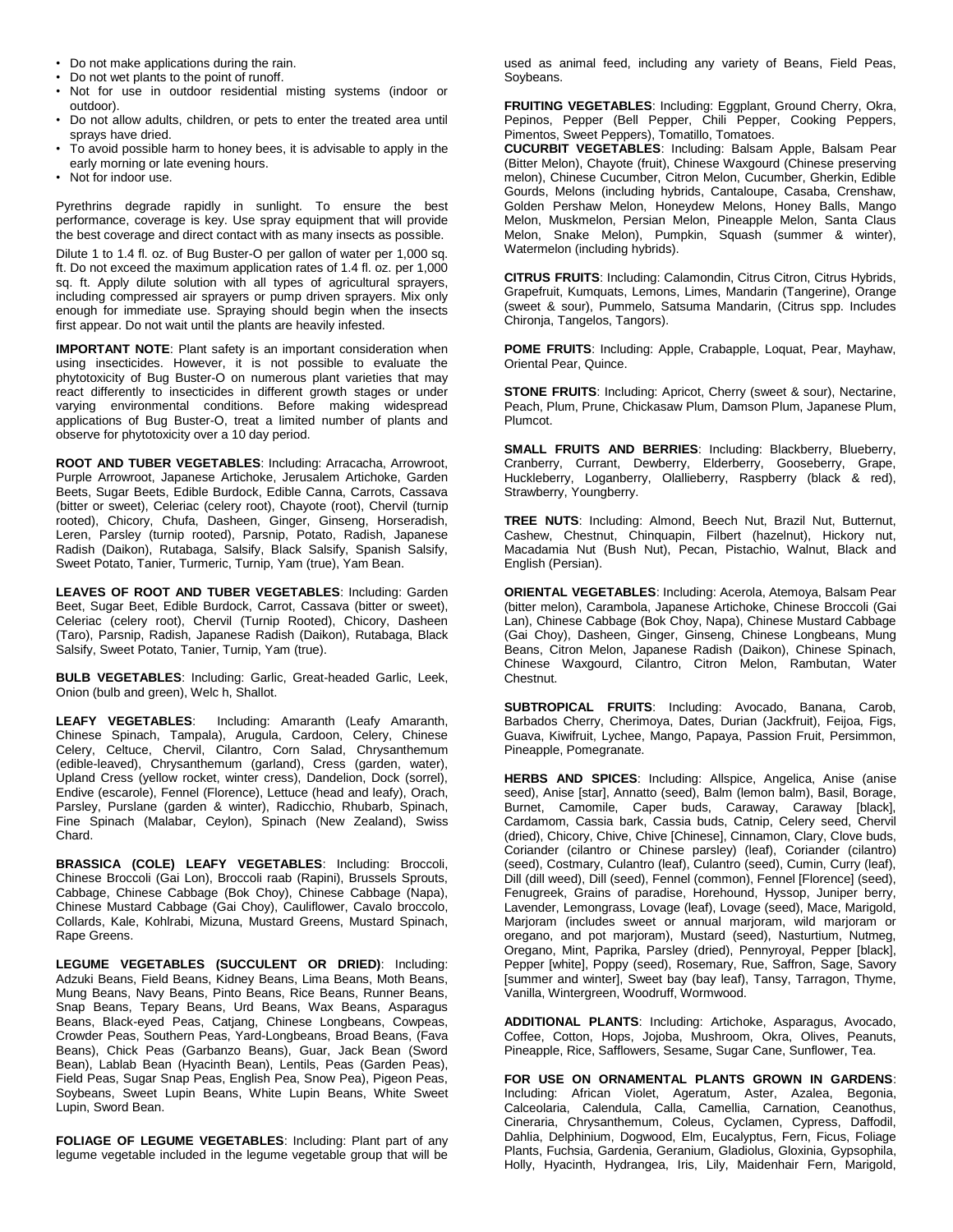- Do not make applications during the rain.
- Do not wet plants to the point of runoff.
- Not for use in outdoor residential misting systems (indoor or outdoor).
- Do not allow adults, children, or pets to enter the treated area until sprays have dried.
- To avoid possible harm to honey bees, it is advisable to apply in the early morning or late evening hours.
- Not for indoor use.

Pyrethrins degrade rapidly in sunlight. To ensure the best performance, coverage is key. Use spray equipment that will provide the best coverage and direct contact with as many insects as possible.

Dilute 1 to 1.4 fl. oz. of Bug Buster-O per gallon of water per 1,000 sq. ft. Do not exceed the maximum application rates of 1.4 fl. oz. per 1,000 sq. ft. Apply dilute solution with all types of agricultural sprayers, including compressed air sprayers or pump driven sprayers. Mix only enough for immediate use. Spraying should begin when the insects first appear. Do not wait until the plants are heavily infested.

**IMPORTANT NOTE**: Plant safety is an important consideration when using insecticides. However, it is not possible to evaluate the phytotoxicity of Bug Buster-O on numerous plant varieties that may react differently to insecticides in different growth stages or under varying environmental conditions. Before making widespread applications of Bug Buster-O, treat a limited number of plants and observe for phytotoxicity over a 10 day period.

**ROOT AND TUBER VEGETABLES**: Including: Arracacha, Arrowroot, Purple Arrowroot, Japanese Artichoke, Jerusalem Artichoke, Garden Beets, Sugar Beets, Edible Burdock, Edible Canna, Carrots, Cassava (bitter or sweet), Celeriac (celery root), Chayote (root), Chervil (turnip rooted), Chicory, Chufa, Dasheen, Ginger, Ginseng, Horseradish, Leren, Parsley (turnip rooted), Parsnip, Potato, Radish, Japanese Radish (Daikon), Rutabaga, Salsify, Black Salsify, Spanish Salsify, Sweet Potato, Tanier, Turmeric, Turnip, Yam (true), Yam Bean.

**LEAVES OF ROOT AND TUBER VEGETABLES**: Including: Garden Beet, Sugar Beet, Edible Burdock, Carrot, Cassava (bitter or sweet), Celeriac (celery root), Chervil (Turnip Rooted), Chicory, Dasheen (Taro), Parsnip, Radish, Japanese Radish (Daikon), Rutabaga, Black Salsify, Sweet Potato, Tanier, Turnip, Yam (true).

**BULB VEGETABLES**: Including: Garlic, Great-headed Garlic, Leek, Onion (bulb and green), Welc h, Shallot.

**LEAFY VEGETABLES**: Including: Amaranth (Leafy Amaranth, Chinese Spinach, Tampala), Arugula, Cardoon, Celery, Chinese Celery, Celtuce, Chervil, Cilantro, Corn Salad, Chrysanthemum (edible-leaved), Chrysanthemum (garland), Cress (garden, water), Upland Cress (yellow rocket, winter cress), Dandelion, Dock (sorrel), Endive (escarole), Fennel (Florence), Lettuce (head and leafy), Orach, Parsley, Purslane (garden & winter), Radicchio, Rhubarb, Spinach, Fine Spinach (Malabar, Ceylon), Spinach (New Zealand), Swiss Chard.

**BRASSICA (COLE) LEAFY VEGETABLES**: Including: Broccoli, Chinese Broccoli (Gai Lon), Broccoli raab (Rapini), Brussels Sprouts, Cabbage, Chinese Cabbage (Bok Choy), Chinese Cabbage (Napa), Chinese Mustard Cabbage (Gai Choy), Cauliflower, Cavalo broccolo, Collards, Kale, Kohlrabi, Mizuna, Mustard Greens, Mustard Spinach, Rape Greens.

**LEGUME VEGETABLES (SUCCULENT OR DRIED)**: Including: Adzuki Beans, Field Beans, Kidney Beans, Lima Beans, Moth Beans, Mung Beans, Navy Beans, Pinto Beans, Rice Beans, Runner Beans, Snap Beans, Tepary Beans, Urd Beans, Wax Beans, Asparagus Beans, Black-eyed Peas, Catjang, Chinese Longbeans, Cowpeas, Crowder Peas, Southern Peas, Yard-Longbeans, Broad Beans, (Fava Beans), Chick Peas (Garbanzo Beans), Guar, Jack Bean (Sword Bean), Lablab Bean (Hyacinth Bean), Lentils, Peas (Garden Peas), Field Peas, Sugar Snap Peas, English Pea, Snow Pea), Pigeon Peas, Soybeans, Sweet Lupin Beans, White Lupin Beans, White Sweet Lupin, Sword Bean.

**FOLIAGE OF LEGUME VEGETABLES**: Including: Plant part of any legume vegetable included in the legume vegetable group that will be used as animal feed, including any variety of Beans, Field Peas, Soybeans.

**FRUITING VEGETABLES**: Including: Eggplant, Ground Cherry, Okra, Pepinos, Pepper (Bell Pepper, Chili Pepper, Cooking Peppers, Pimentos, Sweet Peppers), Tomatillo, Tomatoes.

**CUCURBIT VEGETABLES**: Including: Balsam Apple, Balsam Pear (Bitter Melon), Chayote (fruit), Chinese Waxgourd (Chinese preserving melon), Chinese Cucumber, Citron Melon, Cucumber, Gherkin, Edible Gourds, Melons (including hybrids, Cantaloupe, Casaba, Crenshaw, Golden Pershaw Melon, Honeydew Melons, Honey Balls, Mango Melon, Muskmelon, Persian Melon, Pineapple Melon, Santa Claus Melon, Snake Melon), Pumpkin, Squash (summer & winter), Watermelon (including hybrids).

**CITRUS FRUITS**: Including: Calamondin, Citrus Citron, Citrus Hybrids, Grapefruit, Kumquats, Lemons, Limes, Mandarin (Tangerine), Orange (sweet & sour), Pummelo, Satsuma Mandarin, (Citrus spp. Includes Chironja, Tangelos, Tangors).

**POME FRUITS**: Including: Apple, Crabapple, Loquat, Pear, Mayhaw, Oriental Pear, Quince.

**STONE FRUITS**: Including: Apricot, Cherry (sweet & sour), Nectarine, Peach, Plum, Prune, Chickasaw Plum, Damson Plum, Japanese Plum, Plumcot.

**SMALL FRUITS AND BERRIES**: Including: Blackberry, Blueberry, Cranberry, Currant, Dewberry, Elderberry, Gooseberry, Grape, Huckleberry, Loganberry, Olallieberry, Raspberry (black & red), Strawberry, Youngberry.

**TREE NUTS**: Including: Almond, Beech Nut, Brazil Nut, Butternut, Cashew, Chestnut, Chinquapin, Filbert (hazelnut), Hickory nut, Macadamia Nut (Bush Nut), Pecan, Pistachio, Walnut, Black and English (Persian).

**ORIENTAL VEGETABLES**: Including: Acerola, Atemoya, Balsam Pear (bitter melon), Carambola, Japanese Artichoke, Chinese Broccoli (Gai Lan), Chinese Cabbage (Bok Choy, Napa), Chinese Mustard Cabbage (Gai Choy), Dasheen, Ginger, Ginseng, Chinese Longbeans, Mung Beans, Citron Melon, Japanese Radish (Daikon), Chinese Spinach, Chinese Waxgourd, Cilantro, Citron Melon, Rambutan, Water Chestnut.

**SUBTROPICAL FRUITS**: Including: Avocado, Banana, Carob, Barbados Cherry, Cherimoya, Dates, Durian (Jackfruit), Feijoa, Figs, Guava, Kiwifruit, Lychee, Mango, Papaya, Passion Fruit, Persimmon, Pineapple, Pomegranate.

**HERBS AND SPICES**: Including: Allspice, Angelica, Anise (anise seed), Anise [star], Annatto (seed), Balm (lemon balm), Basil, Borage, Burnet, Camomile, Caper buds, Caraway, Caraway [black], Cardamom, Cassia bark, Cassia buds, Catnip, Celery seed, Chervil (dried), Chicory, Chive, Chive [Chinese], Cinnamon, Clary, Clove buds, Coriander (cilantro or Chinese parsley) (leaf), Coriander (cilantro) (seed), Costmary, Culantro (leaf), Culantro (seed), Cumin, Curry (leaf), Dill (dill weed), Dill (seed), Fennel (common), Fennel [Florence] (seed), Fenugreek, Grains of paradise, Horehound, Hyssop, Juniper berry, Lavender, Lemongrass, Lovage (leaf), Lovage (seed), Mace, Marigold, Marjoram (includes sweet or annual marjoram, wild marjoram or oregano, and pot marjoram), Mustard (seed), Nasturtium, Nutmeg, Oregano, Mint, Paprika, Parsley (dried), Pennyroyal, Pepper [black], Pepper [white], Poppy (seed), Rosemary, Rue, Saffron, Sage, Savory [summer and winter], Sweet bay (bay leaf), Tansy, Tarragon, Thyme, Vanilla, Wintergreen, Woodruff, Wormwood.

**ADDITIONAL PLANTS**: Including: Artichoke, Asparagus, Avocado, Coffee, Cotton, Hops, Jojoba, Mushroom, Okra, Olives, Peanuts, Pineapple, Rice, Safflowers, Sesame, Sugar Cane, Sunflower, Tea.

**FOR USE ON ORNAMENTAL PLANTS GROWN IN GARDENS**: Including: African Violet, Ageratum, Aster, Azalea, Begonia, Calceolaria, Calendula, Calla, Camellia, Carnation, Ceanothus, Cineraria, Chrysanthemum, Coleus, Cyclamen, Cypress, Daffodil, Dahlia, Delphinium, Dogwood, Elm, Eucalyptus, Fern, Ficus, Foliage Plants, Fuchsia, Gardenia, Geranium, Gladiolus, Gloxinia, Gypsophila, Holly, Hyacinth, Hydrangea, Iris, Lily, Maidenhair Fern, Marigold,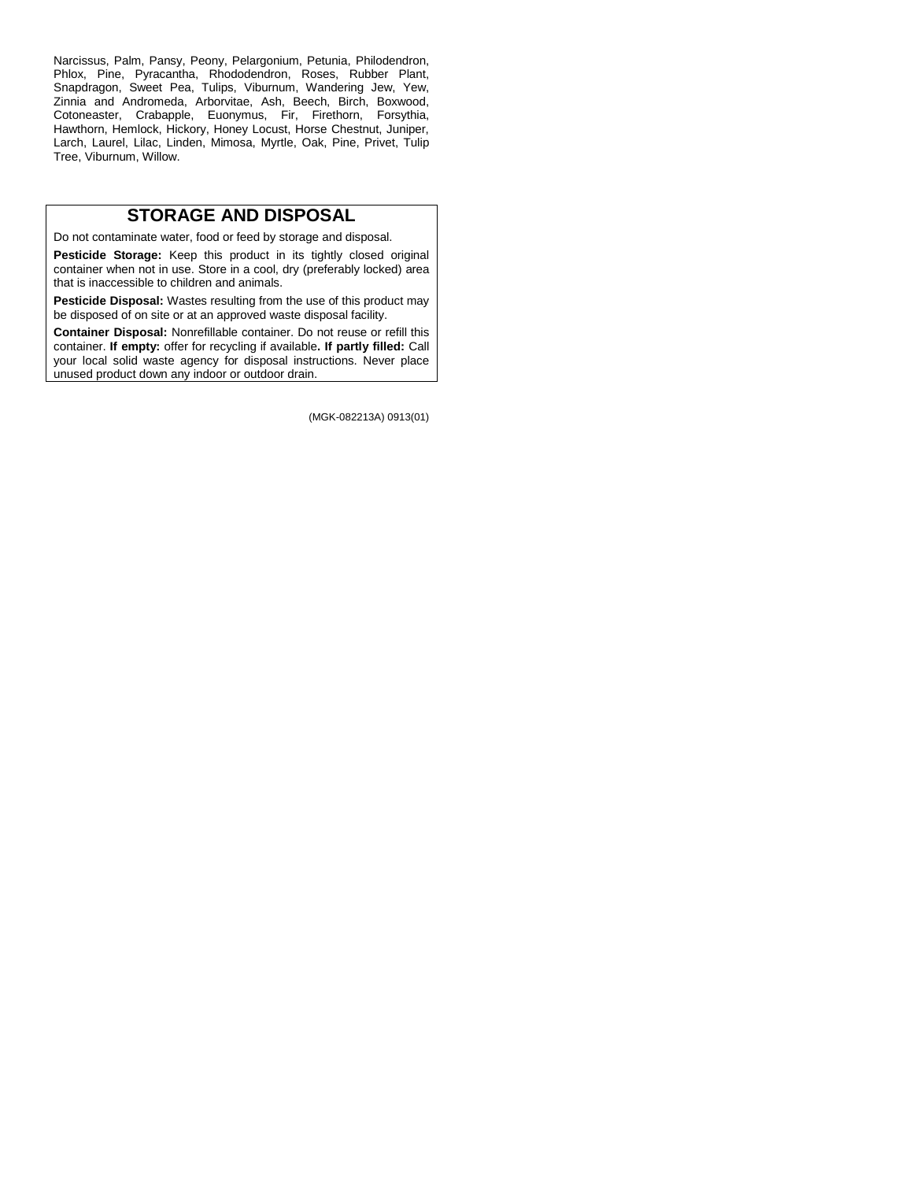Narcissus, Palm, Pansy, Peony, Pelargonium, Petunia, Philodendron, Phlox, Pine, Pyracantha, Rhododendron, Roses, Rubber Plant, Snapdragon, Sweet Pea, Tulips, Viburnum, Wandering Jew, Yew, Zinnia and Andromeda, Arborvitae, Ash, Beech, Birch, Boxwood, Cotoneaster, Crabapple, Euonymus, Fir, Firethorn, Forsythia, Hawthorn, Hemlock, Hickory, Honey Locust, Horse Chestnut, Juniper, Larch, Laurel, Lilac, Linden, Mimosa, Myrtle, Oak, Pine, Privet, Tulip Tree, Viburnum, Willow.

## STORAGE AND DISPOSAL

Do not contaminate water, food or feed by storage and disposal.

**Pesticide Storage:** Keep this product in its tightly closed original container when not in use. Store in a cool, dry (preferably locked) area that is inaccessible to children and animals.

**Pesticide Disposal:** Wastes resulting from the use of this product may be disposed of on site or at an approved waste disposal facility.

**Container Disposal:** Nonrefillable container. Do not reuse or refill this container. **If empty:** offer for recycling if available**. If partly filled:** Call your local solid waste agency for disposal instructions. Never place unused product down any indoor or outdoor drain.

(MGK-082213A) 0913(01)